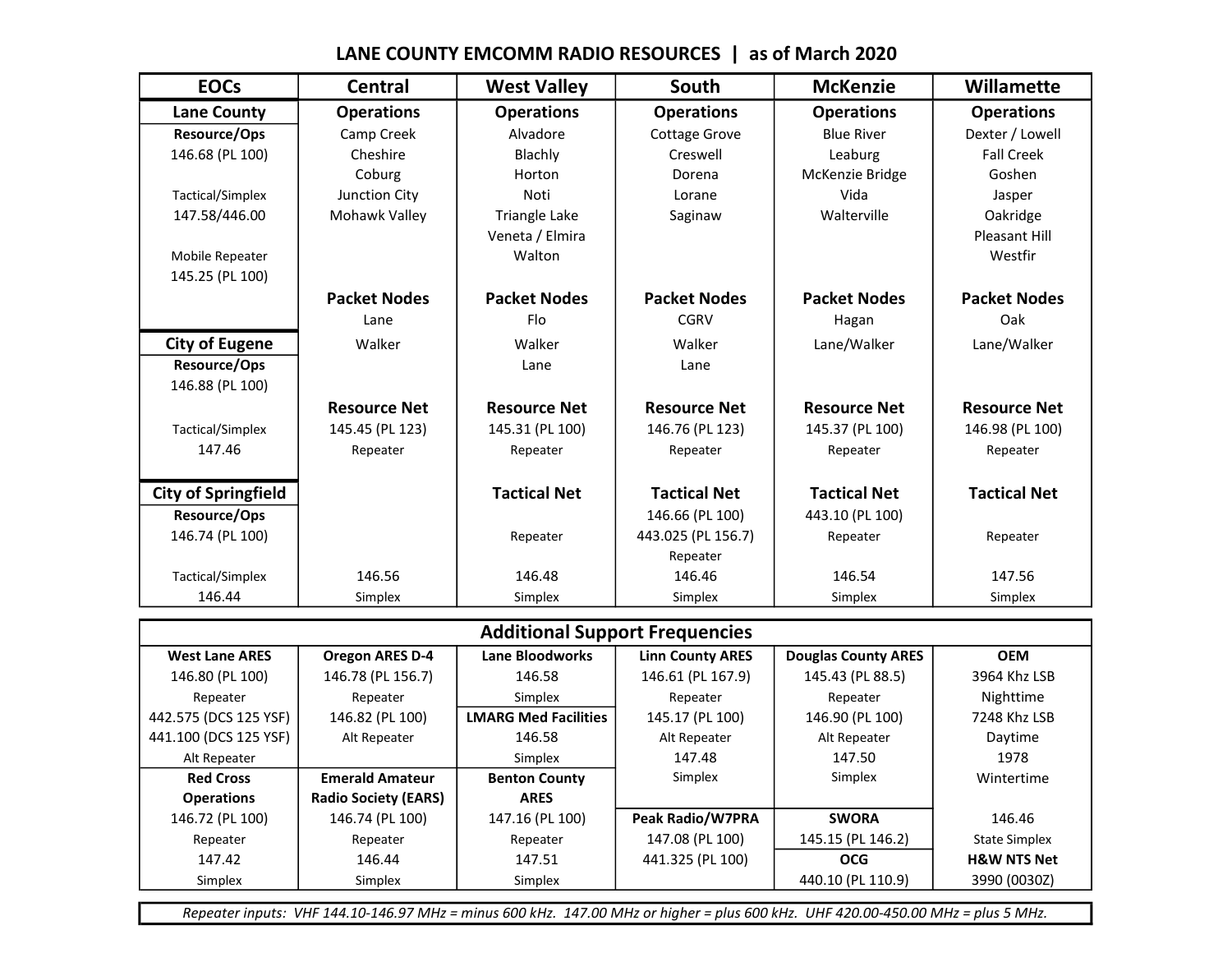# LANE COUNTY EMCOMM RADIO RESOURCES | as of March 2020

| EOCs | Central | West Valley | South | McKenzie | Willamette |
|---|---|---|---|---|---|
| **Lane County** | **Operations** | **Operations** | **Operations** | **Operations** | **Operations** |
| **Resource/Ops** | Camp Creek | Alvadore | Cottage Grove | Blue River | Dexter / Lowell |
| 146.68 (PL 100) | Cheshire | Blachly | Creswell | Leaburg | Fall Creek |
| | Coburg | Horton | Dorena | McKenzie Bridge | Goshen |
| Tactical/Simplex | Junction City | Noti | Lorane | Vida | Jasper |
| 147.58/446.00 | Mohawk Valley | Triangle Lake | Saginaw | Walterville | Oakridge |
| | | Veneta / Elmira | | | Pleasant Hill |
| Mobile Repeater | | Walton | | | Westfir |
| 145.25 (PL 100) | | | | | |
| | **Packet Nodes** | **Packet Nodes** | **Packet Nodes** | **Packet Nodes** | **Packet Nodes** |
| | Lane | Flo | CGRV | Hagan | Oak |
| **City of Eugene** | Walker | Walker | Walker | Lane/Walker | Lane/Walker |
| **Resource/Ops** | | Lane | Lane | | |
| 146.88 (PL 100) | | | | | |
| | **Resource Net** | **Resource Net** | **Resource Net** | **Resource Net** | **Resource Net** |
| Tactical/Simplex | 145.45 (PL 123) | 145.31 (PL 100) | 146.76 (PL 123) | 145.37 (PL 100) | 146.98 (PL 100) |
| 147.46 | Repeater | Repeater | Repeater | Repeater | Repeater |
| **City of Springfield** | | **Tactical Net** | **Tactical Net** | **Tactical Net** | **Tactical Net** |
| **Resource/Ops** | | | 146.66 (PL 100) | 443.10 (PL 100) | |
| 146.74 (PL 100) | | Repeater | 443.025 (PL 156.7) | Repeater | Repeater |
| | | | Repeater | | |
| Tactical/Simplex | 146.56 | 146.48 | 146.46 | 146.54 | 147.56 |
| 146.44 | Simplex | Simplex | Simplex | Simplex | Simplex |

## Additional Support Frequencies

| West Lane ARES | Oregon ARES D-4 | Lane Bloodworks | Linn County ARES | Douglas County ARES | OEM |
|---|---|---|---|---|---|
| 146.80 (PL 100) | 146.78 (PL 156.7) | 146.58 | 146.61 (PL 167.9) | 145.43 (PL 88.5) | 3964 Khz LSB |
| Repeater | Repeater | Simplex | Repeater | Repeater | Nighttime |
| 442.575 (DCS 125 YSF) | 146.82 (PL 100) | **LMARG Med Facilities** | 145.17 (PL 100) | 146.90 (PL 100) | 7248 Khz LSB |
| 441.100 (DCS 125 YSF) | Alt Repeater | 146.58 | Alt Repeater | Alt Repeater | Daytime |
| Alt Repeater | | Simplex | 147.48 | 147.50 | 1978 |
| **Red Cross Operations** | **Emerald Amateur Radio Society (EARS)** | **Benton County ARES** | Simplex | Simplex | Wintertime |
| 146.72 (PL 100) | 146.74 (PL 100) | 147.16 (PL 100) | **Peak Radio/W7PRA** | **SWORA** | 146.46 |
| Repeater | Repeater | Repeater | 147.08 (PL 100) | 145.15 (PL 146.2) | State Simplex |
| 147.42 | 146.44 | 147.51 | 441.325 (PL 100) | **OCG** | **H&W NTS Net** |
| Simplex | Simplex | Simplex | | 440.10 (PL 110.9) | 3990 (0030Z) |

*Repeater inputs: VHF 144.10-146.97 MHz = minus 600 kHz. 147.00 MHz or higher = plus 600 kHz. UHF 420.00-450.00 MHz = plus 5 MHz.*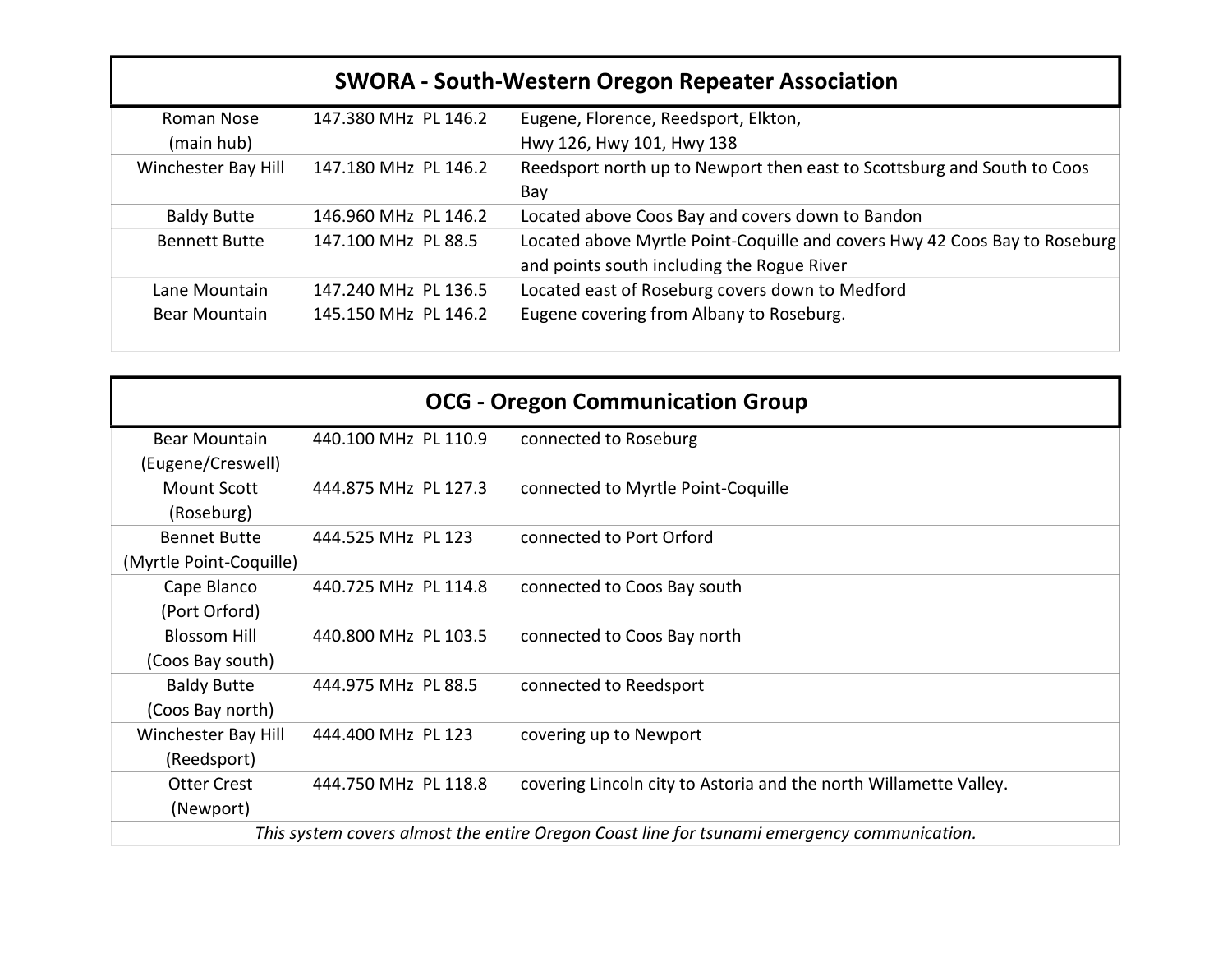## SWORA - South-Western Oregon Repeater Association

| Location | Frequency | Coverage |
|---|---|---|
| Roman Nose (main hub) | 147.380 MHz PL 146.2 | Eugene, Florence, Reedsport, Elkton, Hwy 126, Hwy 101, Hwy 138 |
| Winchester Bay Hill | 147.180 MHz PL 146.2 | Reedsport north up to Newport then east to Scottsburg and South to Coos Bay |
| Baldy Butte | 146.960 MHz PL 146.2 | Located above Coos Bay and covers down to Bandon |
| Bennett Butte | 147.100 MHz PL 88.5 | Located above Myrtle Point-Coquille and covers Hwy 42 Coos Bay to Roseburg and points south including the Rogue River |
| Lane Mountain | 147.240 MHz PL 136.5 | Located east of Roseburg covers down to Medford |
| Bear Mountain | 145.150 MHz PL 146.2 | Eugene covering from Albany to Roseburg. |

## OCG - Oregon Communication Group

| Location | Frequency | Coverage |
|---|---|---|
| Bear Mountain (Eugene/Creswell) | 440.100 MHz PL 110.9 | connected to Roseburg |
| Mount Scott (Roseburg) | 444.875 MHz PL 127.3 | connected to Myrtle Point-Coquille |
| Bennet Butte (Myrtle Point-Coquille) | 444.525 MHz PL 123 | connected to Port Orford |
| Cape Blanco (Port Orford) | 440.725 MHz PL 114.8 | connected to Coos Bay south |
| Blossom Hill (Coos Bay south) | 440.800 MHz PL 103.5 | connected to Coos Bay north |
| Baldy Butte (Coos Bay north) | 444.975 MHz PL 88.5 | connected to Reedsport |
| Winchester Bay Hill (Reedsport) | 444.400 MHz PL 123 | covering up to Newport |
| Otter Crest (Newport) | 444.750 MHz PL 118.8 | covering Lincoln city to Astoria and the north Willamette Valley. |

*This system covers almost the entire Oregon Coast line for tsunami emergency communication.*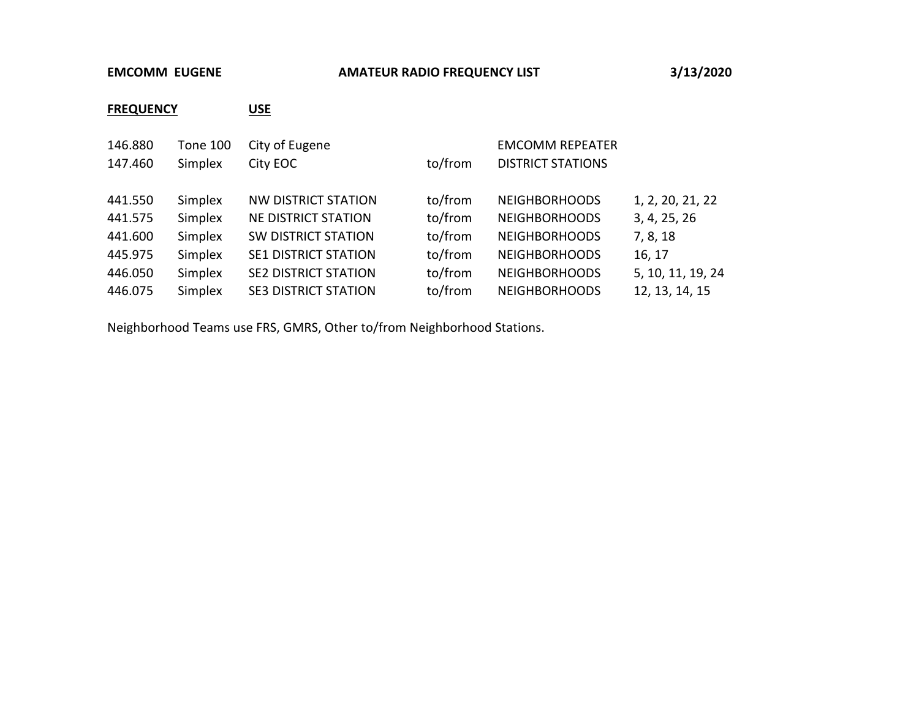**EMCOMM EUGENE** **AMATEUR RADIO FREQUENCY LIST** **3/13/2020**

| **FREQUENCY** | | **USE** | | | |
|---|---|---|---|---|---|
| 146.880 | Tone 100 | City of Eugene | | EMCOMM REPEATER | |
| 147.460 | Simplex | City EOC | to/from | DISTRICT STATIONS | |
| | | | | | |
| 441.550 | Simplex | NW DISTRICT STATION | to/from | NEIGHBORHOODS | 1, 2, 20, 21, 22 |
| 441.575 | Simplex | NE DISTRICT STATION | to/from | NEIGHBORHOODS | 3, 4, 25, 26 |
| 441.600 | Simplex | SW DISTRICT STATION | to/from | NEIGHBORHOODS | 7, 8, 18 |
| 445.975 | Simplex | SE1 DISTRICT STATION | to/from | NEIGHBORHOODS | 16, 17 |
| 446.050 | Simplex | SE2 DISTRICT STATION | to/from | NEIGHBORHOODS | 5, 10, 11, 19, 24 |
| 446.075 | Simplex | SE3 DISTRICT STATION | to/from | NEIGHBORHOODS | 12, 13, 14, 15 |

Neighborhood Teams use FRS, GMRS, Other to/from Neighborhood Stations.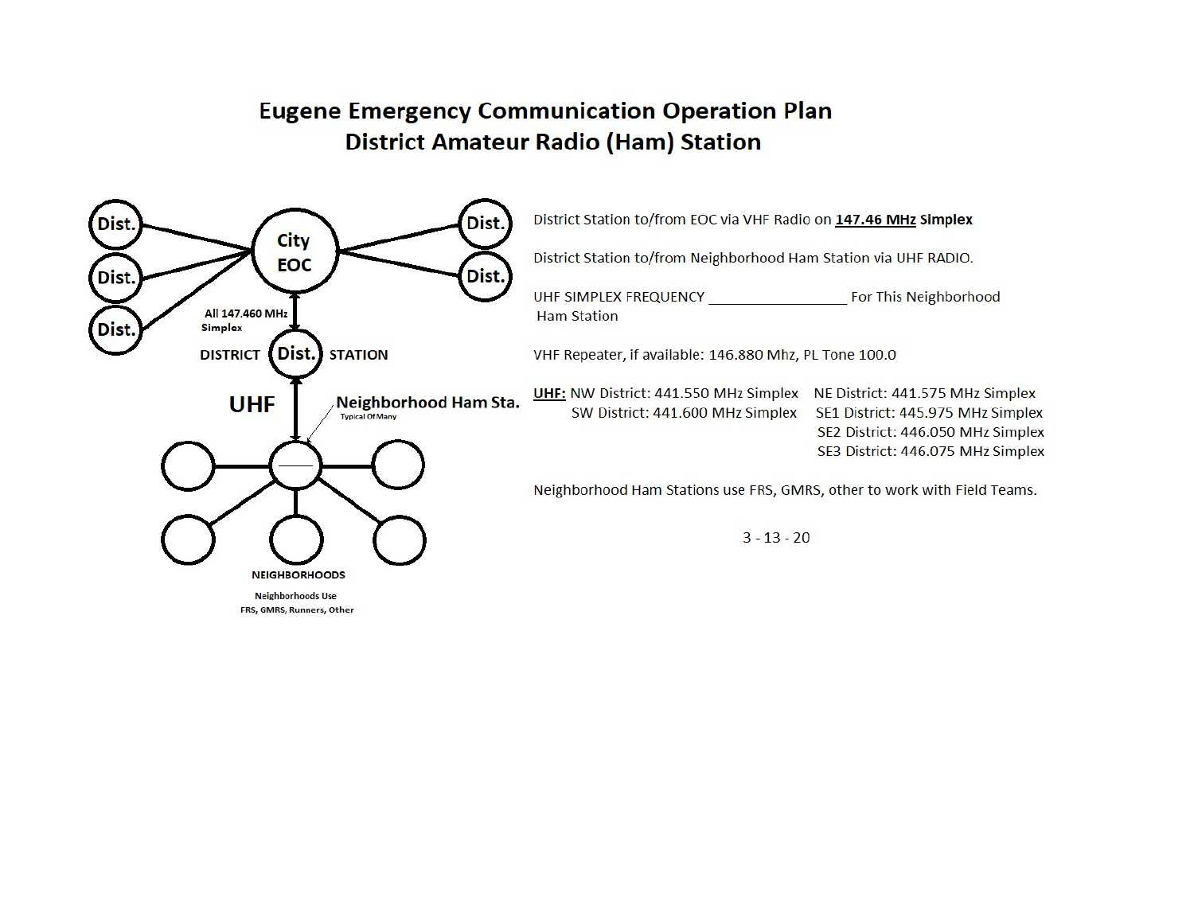# Eugene Emergency Communication Operation Plan
## District Amateur Radio (Ham) Station

Dist. — City EOC — Dist.

Dist. — City EOC — Dist.

Dist.

All 147.460 MHz Simplex

DISTRICT **Dist.** STATION

UHF

**Neighborhood Ham Sta.**
Typical Of Many

NEIGHBORHOODS

Neighborhoods Use
FRS, GMRS, Runners, Other

District Station to/from EOC via VHF Radio on **147.46 MHz Simplex**

District Station to/from Neighborhood Ham Station via UHF RADIO.

UHF SIMPLEX FREQUENCY ________________ For This Neighborhood Ham Station

VHF Repeater, if available: 146.880 Mhz, PL Tone 100.0

**UHF:** NW District: 441.550 MHz Simplex
SW District: 441.600 MHz Simplex
NE District: 441.575 MHz Simplex
SE1 District: 445.975 MHz Simplex
SE2 District: 446.050 MHz Simplex
SE3 District: 446.075 MHz Simplex

Neighborhood Ham Stations use FRS, GMRS, other to work with Field Teams.

3 - 13 - 20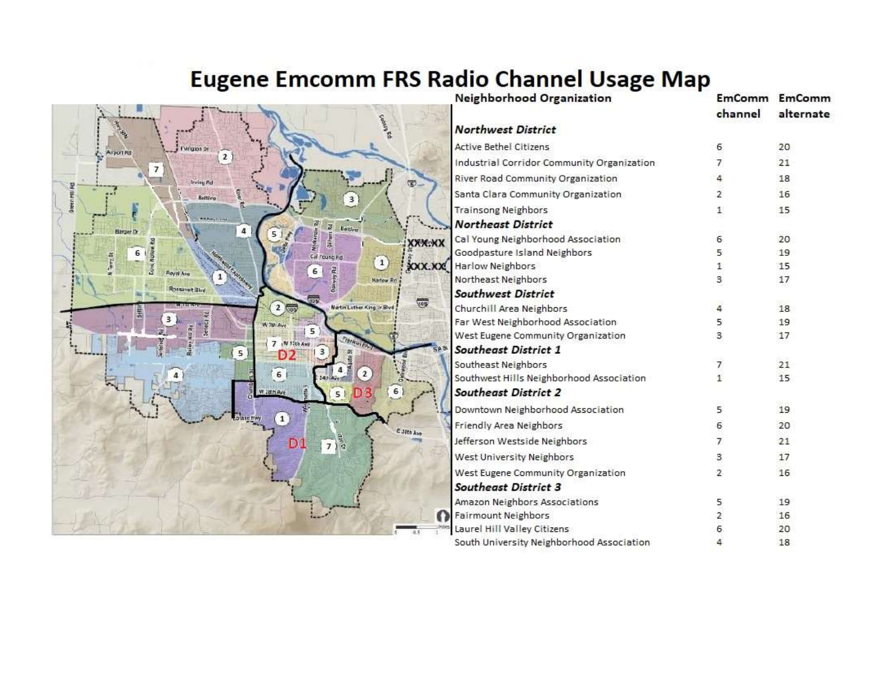# Eugene Emcomm FRS Radio Channel Usage Map

| Neighborhood Organization | EmComm channel | EmComm alternate |
|---|---|---|
| ***Northwest District*** | | |
| Active Bethel Citizens | 6 | 20 |
| Industrial Corridor Community Organization | 7 | 21 |
| River Road Community Organization | 4 | 18 |
| Santa Clara Community Organization | 2 | 16 |
| Trainsong Neighbors | 1 | 15 |
| ***Northeast District*** | | |
| Cal Young Neighborhood Association | 6 | 20 |
| Goodpasture Island Neighbors | 5 | 19 |
| Harlow Neighbors | 1 | 15 |
| Northeast Neighbors | 3 | 17 |
| ***Southwest District*** | | |
| Churchill Area Neighbors | 4 | 18 |
| Far West Neighborhood Association | 5 | 19 |
| West Eugene Community Organization | 3 | 17 |
| ***Southeast District 1*** | | |
| Southeast Neighbors | 7 | 21 |
| Southwest Hills Neighborhood Association | 1 | 15 |
| ***Southeast District 2*** | | |
| Downtown Neighborhood Association | 5 | 19 |
| Friendly Area Neighbors | 6 | 20 |
| Jefferson Westside Neighbors | 7 | 21 |
| West University Neighbors | 3 | 17 |
| West Eugene Community Organization | 2 | 16 |
| ***Southeast District 3*** | | |
| Amazon Neighbors Associations | 5 | 19 |
| Fairmount Neighbors | 2 | 16 |
| Laurel Hill Valley Citizens | 6 | 20 |
| South University Neighborhood Association | 4 | 18 |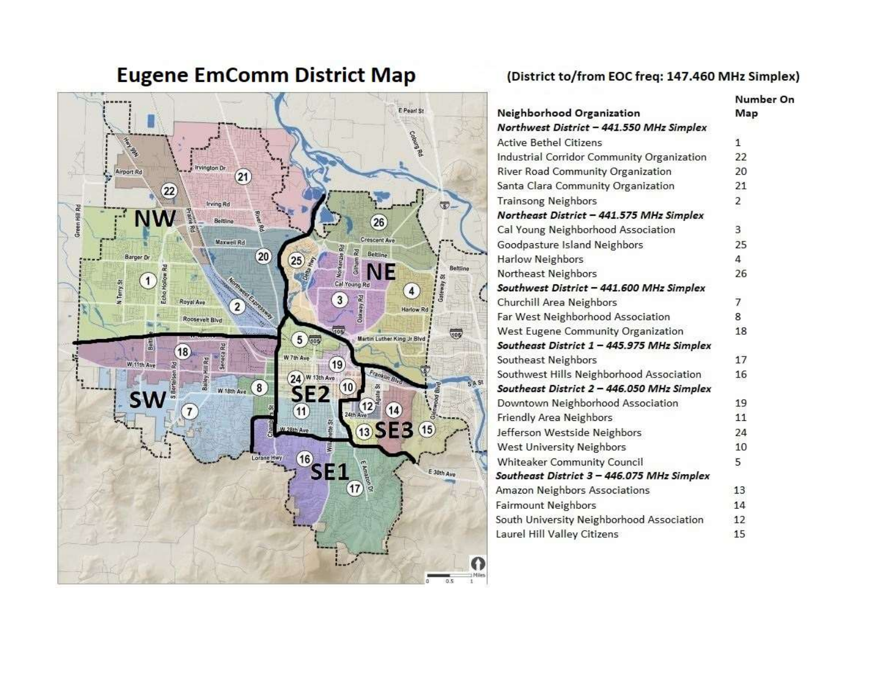# Eugene EmComm District Map

**(District to/from EOC freq: 147.460 MHz Simplex)**

| Neighborhood Organization | Number On Map |
|---|---|
| ***Northwest District – 441.550 MHz Simplex*** | |
| Active Bethel Citizens | 1 |
| Industrial Corridor Community Organization | 22 |
| River Road Community Organization | 20 |
| Santa Clara Community Organization | 21 |
| Trainsong Neighbors | 2 |
| ***Northeast District – 441.575 MHz Simplex*** | |
| Cal Young Neighborhood Association | 3 |
| Goodpasture Island Neighbors | 25 |
| Harlow Neighbors | 4 |
| Northeast Neighbors | 26 |
| ***Southwest District – 441.600 MHz Simplex*** | |
| Churchill Area Neighbors | 7 |
| Far West Neighborhood Association | 8 |
| West Eugene Community Organization | 18 |
| ***Southeast District 1 – 445.975 MHz Simplex*** | |
| Southeast Neighbors | 17 |
| Southwest Hills Neighborhood Association | 16 |
| ***Southeast District 2 – 446.050 MHz Simplex*** | |
| Downtown Neighborhood Association | 19 |
| Friendly Area Neighbors | 11 |
| Jefferson Westside Neighbors | 24 |
| West University Neighbors | 10 |
| Whiteaker Community Council | 5 |
| ***Southeast District 3 – 446.075 MHz Simplex*** | |
| Amazon Neighbors Associations | 13 |
| Fairmount Neighbors | 14 |
| South University Neighborhood Association | 12 |
| Laurel Hill Valley Citizens | 15 |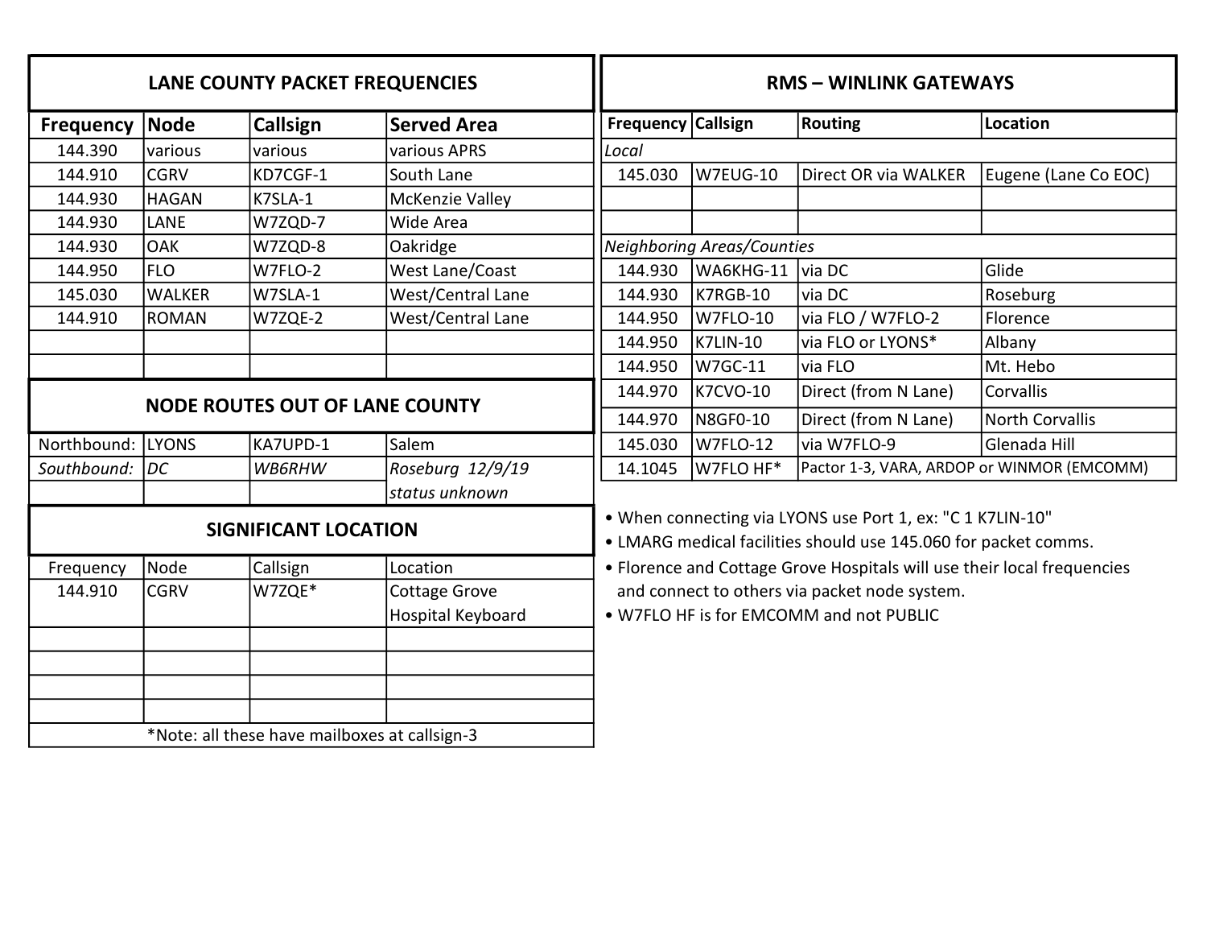## LANE COUNTY PACKET FREQUENCIES

| Frequency | Node | Callsign | Served Area |
|---|---|---|---|
| 144.390 | various | various | various APRS |
| 144.910 | CGRV | KD7CGF-1 | South Lane |
| 144.930 | HAGAN | K7SLA-1 | McKenzie Valley |
| 144.930 | LANE | W7ZQD-7 | Wide Area |
| 144.930 | OAK | W7ZQD-8 | Oakridge |
| 144.950 | FLO | W7FLO-2 | West Lane/Coast |
| 145.030 | WALKER | W7SLA-1 | West/Central Lane |
| 144.910 | ROMAN | W7ZQE-2 | West/Central Lane |

## NODE ROUTES OUT OF LANE COUNTY

| | | | |
|---|---|---|---|
| Northbound: | LYONS | KA7UPD-1 | Salem |
| *Southbound:* | *DC* | *WB6RHW* | *Roseburg 12/9/19 status unknown* |

## SIGNIFICANT LOCATION

| Frequency | Node | Callsign | Location |
|---|---|---|---|
| 144.910 | CGRV | W7ZQE* | Cottage Grove Hospital Keyboard |

*Note: all these have mailboxes at callsign-3

## RMS – WINLINK GATEWAYS

| Frequency | Callsign | Routing | Location |
|---|---|---|---|
| *Local* | | | |
| 145.030 | W7EUG-10 | Direct OR via WALKER | Eugene (Lane Co EOC) |
| *Neighboring Areas/Counties* | | | |
| 144.930 | WA6KHG-11 | via DC | Glide |
| 144.930 | K7RGB-10 | via DC | Roseburg |
| 144.950 | W7FLO-10 | via FLO / W7FLO-2 | Florence |
| 144.950 | K7LIN-10 | via FLO or LYONS* | Albany |
| 144.950 | W7GC-11 | via FLO | Mt. Hebo |
| 144.970 | K7CVO-10 | Direct (from N Lane) | Corvallis |
| 144.970 | N8GF0-10 | Direct (from N Lane) | North Corvallis |
| 145.030 | W7FLO-12 | via W7FLO-9 | Glenada Hill |
| 14.1045 | W7FLO HF* | Pactor 1-3, VARA, ARDOP or WINMOR (EMCOMM) | |

- When connecting via LYONS use Port 1, ex: "C 1 K7LIN-10"
- LMARG medical facilities should use 145.060 for packet comms.
- Florence and Cottage Grove Hospitals will use their local frequencies and connect to others via packet node system.
- W7FLO HF is for EMCOMM and not PUBLIC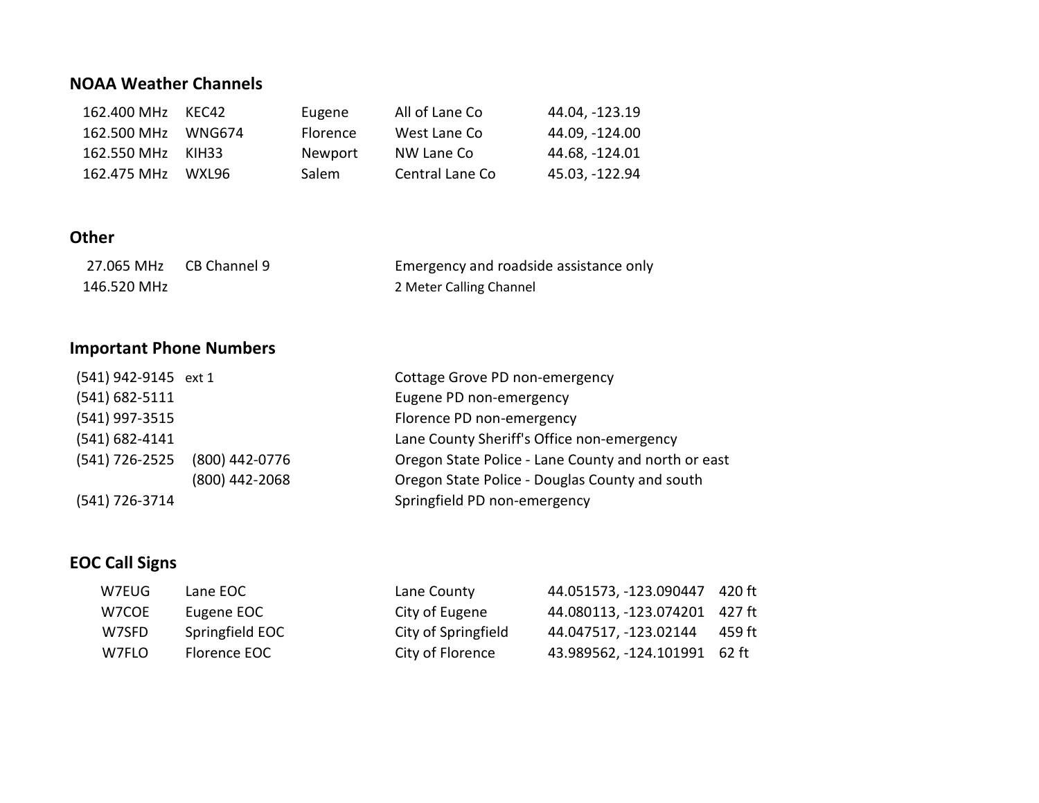## NOAA Weather Channels

| | | | | |
|---|---|---|---|---|
| 162.400 MHz | KEC42 | Eugene | All of Lane Co | 44.04, -123.19 |
| 162.500 MHz | WNG674 | Florence | West Lane Co | 44.09, -124.00 |
| 162.550 MHz | KIH33 | Newport | NW Lane Co | 44.68, -124.01 |
| 162.475 MHz | WXL96 | Salem | Central Lane Co | 45.03, -122.94 |

## Other

| | | |
|---|---|---|
| 27.065 MHz | CB Channel 9 | Emergency and roadside assistance only |
| 146.520 MHz | | 2 Meter Calling Channel |

## Important Phone Numbers

| | | |
|---|---|---|
| (541) 942-9145 | ext 1 | Cottage Grove PD non-emergency |
| (541) 682-5111 | | Eugene PD non-emergency |
| (541) 997-3515 | | Florence PD non-emergency |
| (541) 682-4141 | | Lane County Sheriff's Office non-emergency |
| (541) 726-2525 | (800) 442-0776 | Oregon State Police - Lane County and north or east |
| | (800) 442-2068 | Oregon State Police - Douglas County and south |
| (541) 726-3714 | | Springfield PD non-emergency |

## EOC Call Signs

| | | | | |
|---|---|---|---|---|
| W7EUG | Lane EOC | Lane County | 44.051573, -123.090447 | 420 ft |
| W7COE | Eugene EOC | City of Eugene | 44.080113, -123.074201 | 427 ft |
| W7SFD | Springfield EOC | City of Springfield | 44.047517, -123.02144 | 459 ft |
| W7FLO | Florence EOC | City of Florence | 43.989562, -124.101991 | 62 ft |